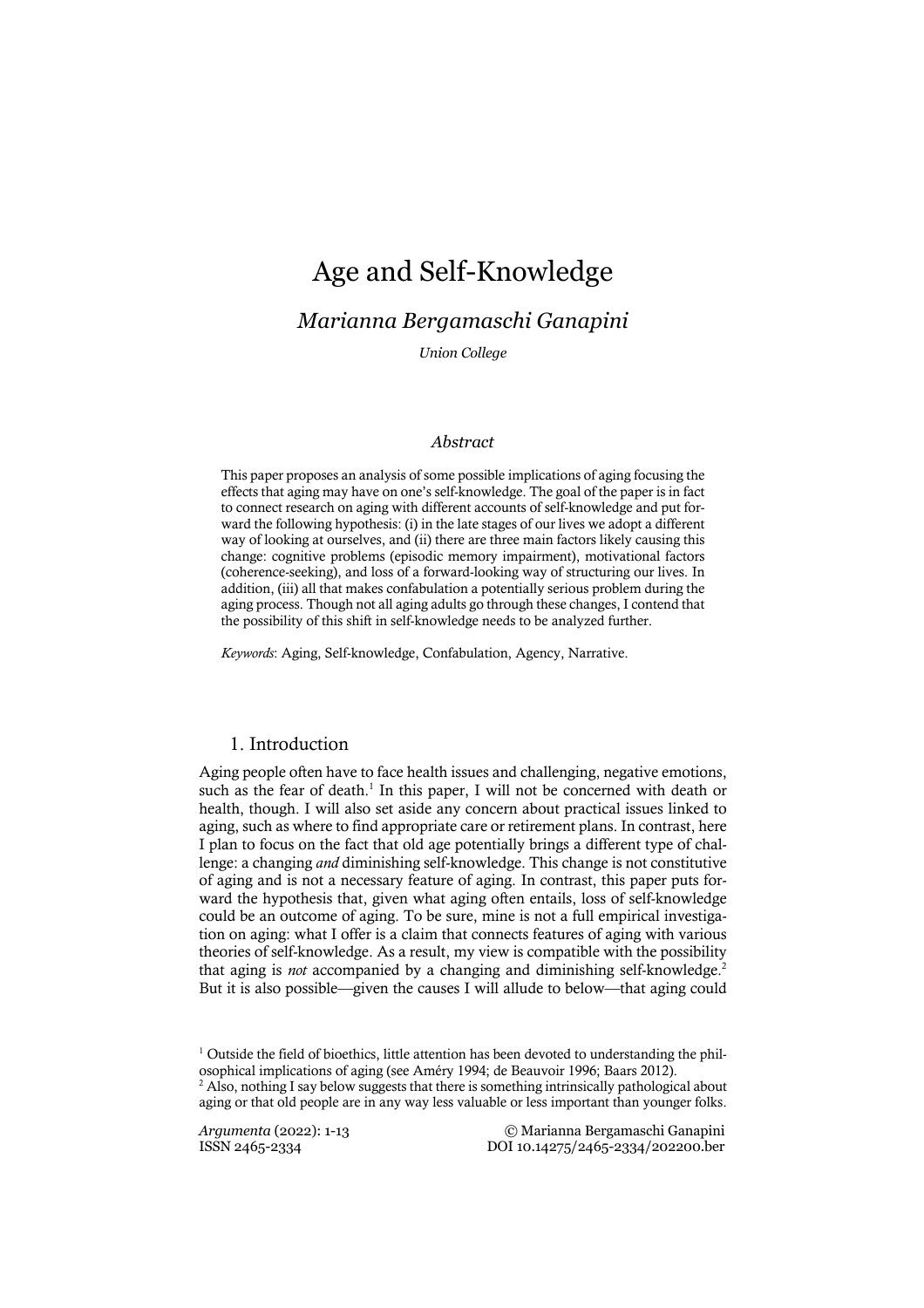# Age and Self-Knowledge

## *Marianna Bergamaschi Ganapini*

*Union College*

### *Abstract*

This paper proposes an analysis of some possible implications of aging focusing the effects that aging may have on one's self-knowledge. The goal of the paper is in fact to connect research on aging with different accounts of self-knowledge and put forward the following hypothesis: (i) in the late stages of our lives we adopt a different way of looking at ourselves, and (ii) there are three main factors likely causing this change: cognitive problems (episodic memory impairment), motivational factors (coherence-seeking), and loss of a forward-looking way of structuring our lives. In addition, (iii) all that makes confabulation a potentially serious problem during the aging process. Though not all aging adults go through these changes, I contend that the possibility of this shift in self-knowledge needs to be analyzed further.

*Keywords*: Aging, Self-knowledge, Confabulation, Agency, Narrative.

## 1. Introduction

Aging people often have to face health issues and challenging, negative emotions, such as the fear of death.[1] In this paper, I will not be concerned with death or health, though. I will also set aside any concern about practical issues linked to aging, such as where to find appropriate care or retirement plans. In contrast, here I plan to focus on the fact that old age potentially brings a different type of challenge: a changing *and* diminishing self-knowledge. This change is not constitutive of aging and is not a necessary feature of aging. In contrast, this paper puts forward the hypothesis that, given what aging often entails, loss of self-knowledge could be an outcome of aging. To be sure, mine is not a full empirical investigation on aging: what I offer is a claim that connects features of aging with various theories of self-knowledge. As a result, my view is compatible with the possibility that aging is *not* accompanied by a changing and diminishing self-knowledge.[2] But it is also possible—given the causes I will allude to below—that aging could

[1] Outside the field of bioethics, little attention has been devoted to understanding the philosophical implications of aging (see Améry 1994; de Beauvoir 1996; Baars 2012).

[2] Also, nothing I say below suggests that there is something intrinsically pathological about aging or that old people are in any way less valuable or less important than younger folks.

*Argumenta* (2022): 1-13 © Marianna Bergamaschi Ganapini
ISSN 2465-2334 DOI 10.14275/2465-2334/202200.ber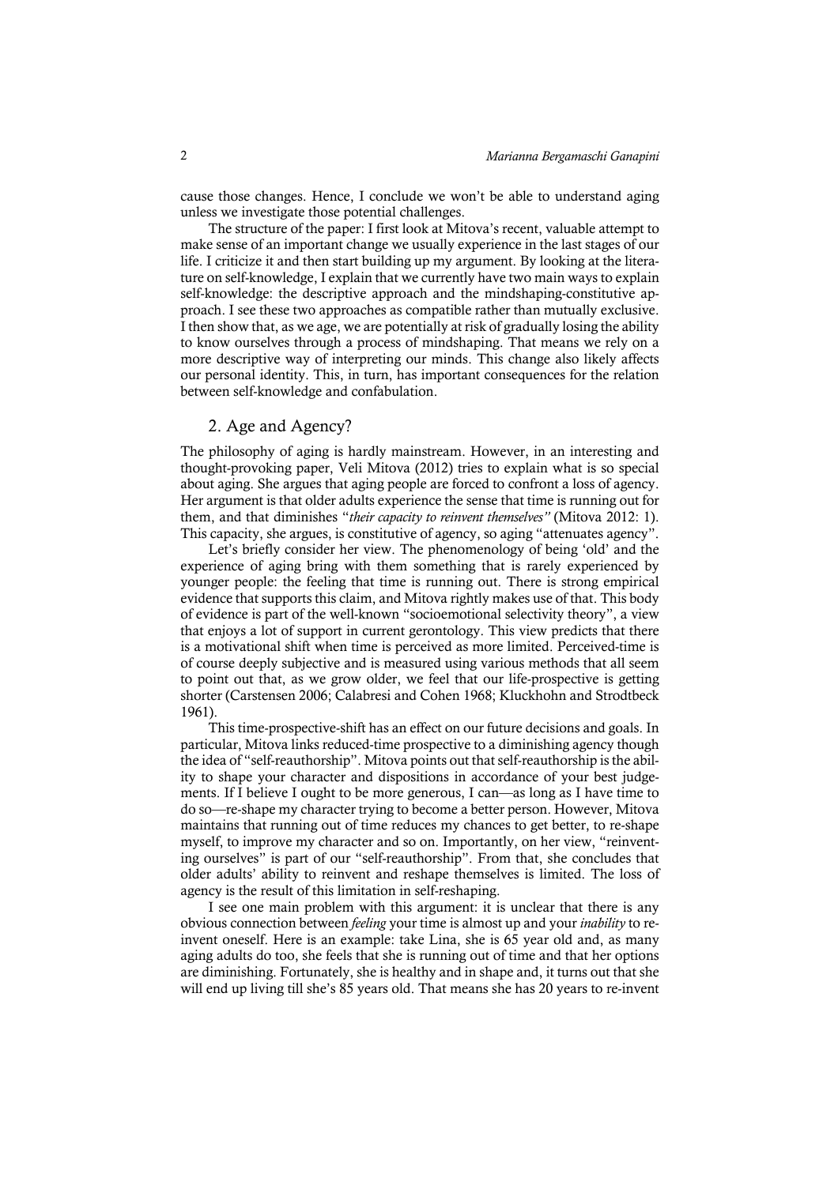cause those changes. Hence, I conclude we won't be able to understand aging unless we investigate those potential challenges.

The structure of the paper: I first look at Mitova's recent, valuable attempt to make sense of an important change we usually experience in the last stages of our life. I criticize it and then start building up my argument. By looking at the literature on self-knowledge, I explain that we currently have two main ways to explain self-knowledge: the descriptive approach and the mindshaping-constitutive approach. I see these two approaches as compatible rather than mutually exclusive. I then show that, as we age, we are potentially at risk of gradually losing the ability to know ourselves through a process of mindshaping. That means we rely on a more descriptive way of interpreting our minds. This change also likely affects our personal identity. This, in turn, has important consequences for the relation between self-knowledge and confabulation.

## 2. Age and Agency?

The philosophy of aging is hardly mainstream. However, in an interesting and thought-provoking paper, Veli Mitova (2012) tries to explain what is so special about aging. She argues that aging people are forced to confront a loss of agency. Her argument is that older adults experience the sense that time is running out for them, and that diminishes "*their capacity to reinvent themselves*" (Mitova 2012: 1). This capacity, she argues, is constitutive of agency, so aging "attenuates agency".

Let's briefly consider her view. The phenomenology of being 'old' and the experience of aging bring with them something that is rarely experienced by younger people: the feeling that time is running out. There is strong empirical evidence that supports this claim, and Mitova rightly makes use of that. This body of evidence is part of the well-known "socioemotional selectivity theory", a view that enjoys a lot of support in current gerontology. This view predicts that there is a motivational shift when time is perceived as more limited. Perceived-time is of course deeply subjective and is measured using various methods that all seem to point out that, as we grow older, we feel that our life-prospective is getting shorter (Carstensen 2006; Calabresi and Cohen 1968; Kluckhohn and Strodtbeck 1961).

This time-prospective-shift has an effect on our future decisions and goals. In particular, Mitova links reduced-time prospective to a diminishing agency though the idea of "self-reauthorship". Mitova points out that self-reauthorship is the ability to shape your character and dispositions in accordance of your best judgements. If I believe I ought to be more generous, I can—as long as I have time to do so—re-shape my character trying to become a better person. However, Mitova maintains that running out of time reduces my chances to get better, to re-shape myself, to improve my character and so on. Importantly, on her view, "reinventing ourselves" is part of our "self-reauthorship". From that, she concludes that older adults' ability to reinvent and reshape themselves is limited. The loss of agency is the result of this limitation in self-reshaping.

I see one main problem with this argument: it is unclear that there is any obvious connection between *feeling* your time is almost up and your *inability* to reinvent oneself. Here is an example: take Lina, she is 65 year old and, as many aging adults do too, she feels that she is running out of time and that her options are diminishing. Fortunately, she is healthy and in shape and, it turns out that she will end up living till she's 85 years old. That means she has 20 years to re-invent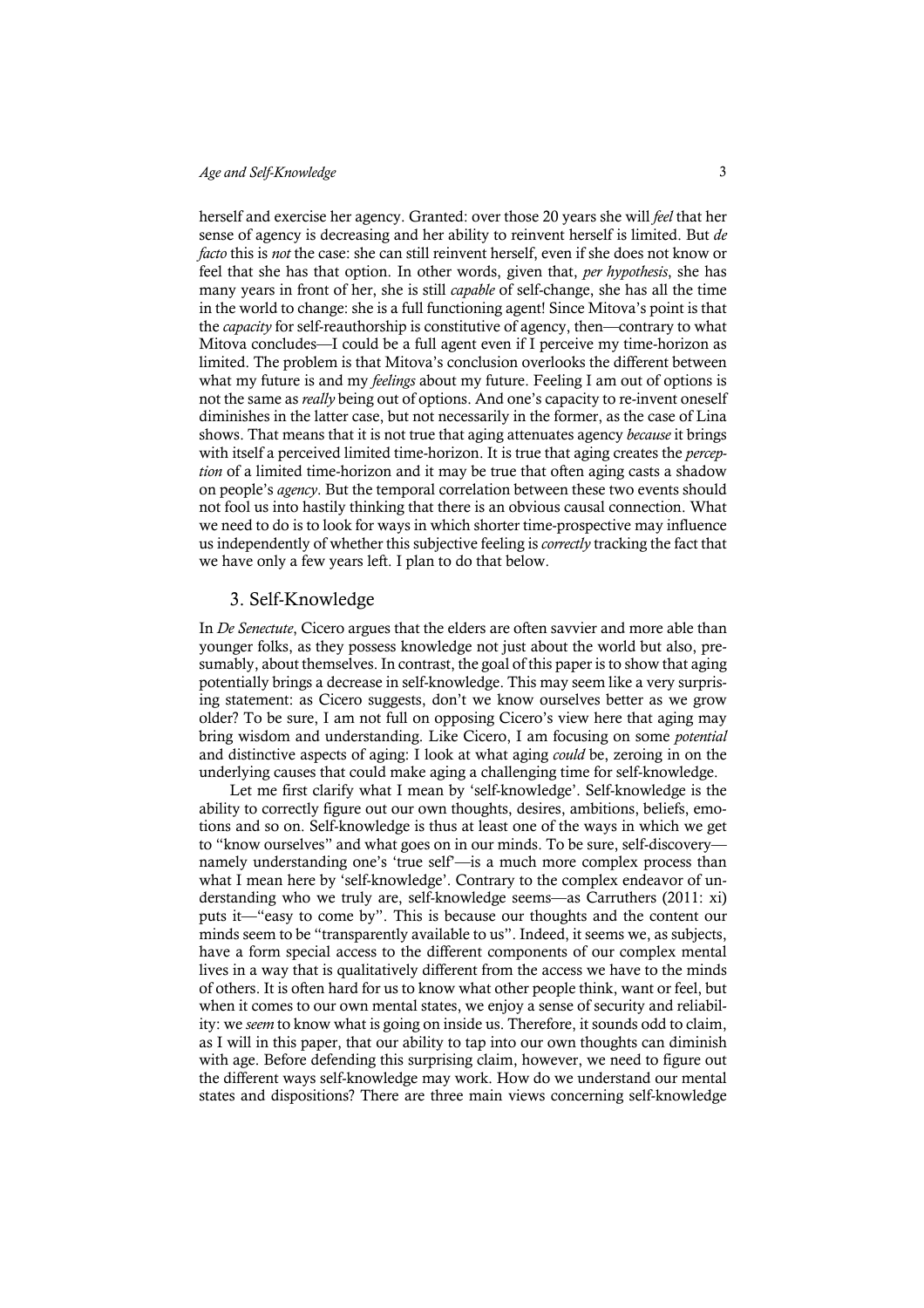herself and exercise her agency. Granted: over those 20 years she will *feel* that her sense of agency is decreasing and her ability to reinvent herself is limited. But *de facto* this is *not* the case: she can still reinvent herself, even if she does not know or feel that she has that option. In other words, given that, *per hypothesis*, she has many years in front of her, she is still *capable* of self-change, she has all the time in the world to change: she is a full functioning agent! Since Mitova's point is that the *capacity* for self-reauthorship is constitutive of agency, then—contrary to what Mitova concludes—I could be a full agent even if I perceive my time-horizon as limited. The problem is that Mitova's conclusion overlooks the different between what my future is and my *feelings* about my future. Feeling I am out of options is not the same as *really* being out of options. And one's capacity to re-invent oneself diminishes in the latter case, but not necessarily in the former, as the case of Lina shows. That means that it is not true that aging attenuates agency *because* it brings with itself a perceived limited time-horizon. It is true that aging creates the *perception* of a limited time-horizon and it may be true that often aging casts a shadow on people's *agency*. But the temporal correlation between these two events should not fool us into hastily thinking that there is an obvious causal connection. What we need to do is to look for ways in which shorter time-prospective may influence us independently of whether this subjective feeling is *correctly* tracking the fact that we have only a few years left. I plan to do that below.

## 3. Self-Knowledge

In *De Senectute*, Cicero argues that the elders are often savvier and more able than younger folks, as they possess knowledge not just about the world but also, presumably, about themselves. In contrast, the goal of this paper is to show that aging potentially brings a decrease in self-knowledge. This may seem like a very surprising statement: as Cicero suggests, don't we know ourselves better as we grow older? To be sure, I am not full on opposing Cicero's view here that aging may bring wisdom and understanding. Like Cicero, I am focusing on some *potential* and distinctive aspects of aging: I look at what aging *could* be, zeroing in on the underlying causes that could make aging a challenging time for self-knowledge.

Let me first clarify what I mean by 'self-knowledge'. Self-knowledge is the ability to correctly figure out our own thoughts, desires, ambitions, beliefs, emotions and so on. Self-knowledge is thus at least one of the ways in which we get to "know ourselves" and what goes on in our minds. To be sure, self-discovery—namely understanding one's 'true self'—is a much more complex process than what I mean here by 'self-knowledge'. Contrary to the complex endeavor of understanding who we truly are, self-knowledge seems—as Carruthers (2011: xi) puts it—"easy to come by". This is because our thoughts and the content our minds seem to be "transparently available to us". Indeed, it seems we, as subjects, have a form special access to the different components of our complex mental lives in a way that is qualitatively different from the access we have to the minds of others. It is often hard for us to know what other people think, want or feel, but when it comes to our own mental states, we enjoy a sense of security and reliability: we *seem* to know what is going on inside us. Therefore, it sounds odd to claim, as I will in this paper, that our ability to tap into our own thoughts can diminish with age. Before defending this surprising claim, however, we need to figure out the different ways self-knowledge may work. How do we understand our mental states and dispositions? There are three main views concerning self-knowledge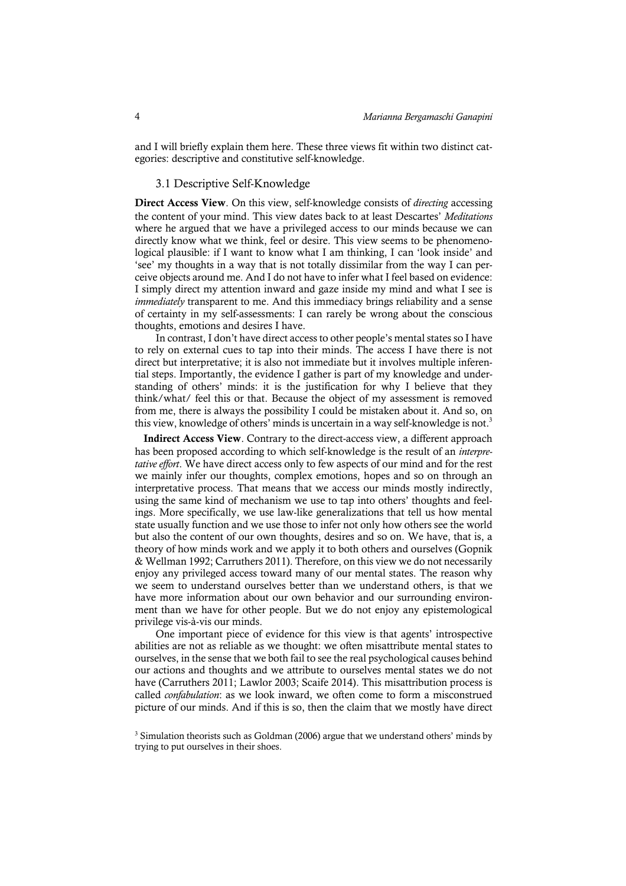and I will briefly explain them here. These three views fit within two distinct categories: descriptive and constitutive self-knowledge.

### 3.1 Descriptive Self-Knowledge

**Direct Access View**. On this view, self-knowledge consists of *directing* accessing the content of your mind. This view dates back to at least Descartes' *Meditations* where he argued that we have a privileged access to our minds because we can directly know what we think, feel or desire. This view seems to be phenomenological plausible: if I want to know what I am thinking, I can 'look inside' and 'see' my thoughts in a way that is not totally dissimilar from the way I can perceive objects around me. And I do not have to infer what I feel based on evidence: I simply direct my attention inward and gaze inside my mind and what I see is *immediately* transparent to me. And this immediacy brings reliability and a sense of certainty in my self-assessments: I can rarely be wrong about the conscious thoughts, emotions and desires I have.

In contrast, I don't have direct access to other people's mental states so I have to rely on external cues to tap into their minds. The access I have there is not direct but interpretative; it is also not immediate but it involves multiple inferential steps. Importantly, the evidence I gather is part of my knowledge and understanding of others' minds: it is the justification for why I believe that they think/what/ feel this or that. Because the object of my assessment is removed from me, there is always the possibility I could be mistaken about it. And so, on this view, knowledge of others' minds is uncertain in a way self-knowledge is not.[3]

**Indirect Access View**. Contrary to the direct-access view, a different approach has been proposed according to which self-knowledge is the result of an *interpretative effort*. We have direct access only to few aspects of our mind and for the rest we mainly infer our thoughts, complex emotions, hopes and so on through an interpretative process. That means that we access our minds mostly indirectly, using the same kind of mechanism we use to tap into others' thoughts and feelings. More specifically, we use law-like generalizations that tell us how mental state usually function and we use those to infer not only how others see the world but also the content of our own thoughts, desires and so on. We have, that is, a theory of how minds work and we apply it to both others and ourselves (Gopnik & Wellman 1992; Carruthers 2011). Therefore, on this view we do not necessarily enjoy any privileged access toward many of our mental states. The reason why we seem to understand ourselves better than we understand others, is that we have more information about our own behavior and our surrounding environment than we have for other people. But we do not enjoy any epistemological privilege vis-à-vis our minds.

One important piece of evidence for this view is that agents' introspective abilities are not as reliable as we thought: we often misattribute mental states to ourselves, in the sense that we both fail to see the real psychological causes behind our actions and thoughts and we attribute to ourselves mental states we do not have (Carruthers 2011; Lawlor 2003; Scaife 2014). This misattribution process is called *confabulation*: as we look inward, we often come to form a misconstrued picture of our minds. And if this is so, then the claim that we mostly have direct

[3] Simulation theorists such as Goldman (2006) argue that we understand others' minds by trying to put ourselves in their shoes.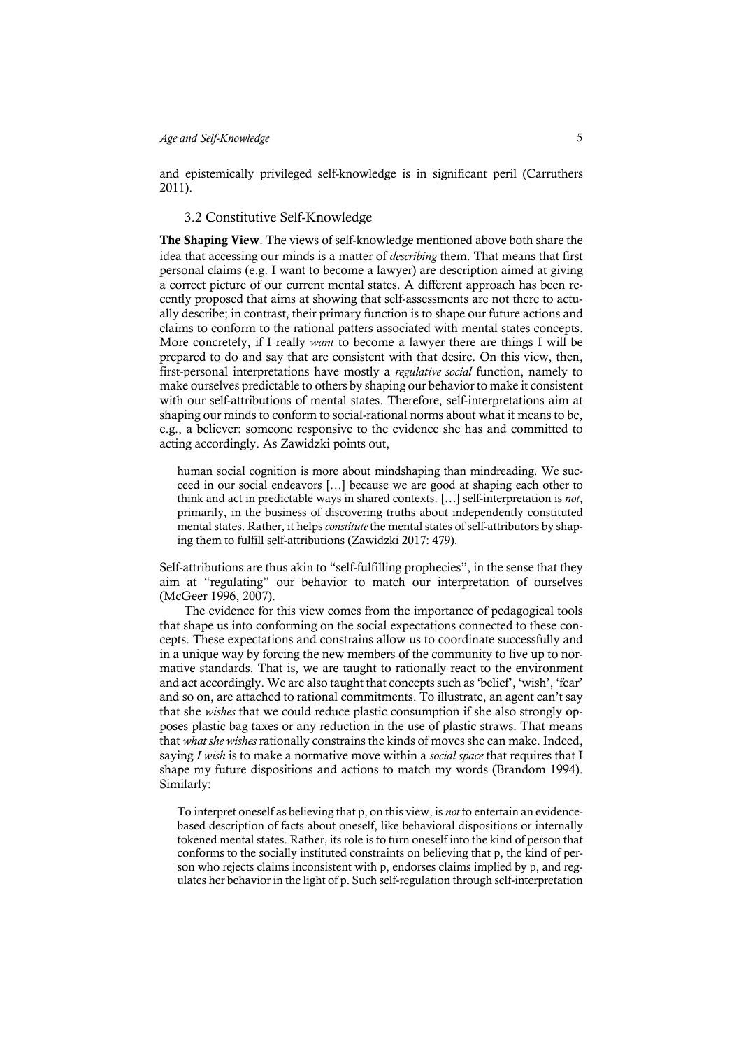and epistemically privileged self-knowledge is in significant peril (Carruthers 2011).

### 3.2 Constitutive Self-Knowledge

**The Shaping View**. The views of self-knowledge mentioned above both share the idea that accessing our minds is a matter of *describing* them. That means that first personal claims (e.g. I want to become a lawyer) are description aimed at giving a correct picture of our current mental states. A different approach has been recently proposed that aims at showing that self-assessments are not there to actually describe; in contrast, their primary function is to shape our future actions and claims to conform to the rational patters associated with mental states concepts. More concretely, if I really *want* to become a lawyer there are things I will be prepared to do and say that are consistent with that desire. On this view, then, first-personal interpretations have mostly a *regulative social* function, namely to make ourselves predictable to others by shaping our behavior to make it consistent with our self-attributions of mental states. Therefore, self-interpretations aim at shaping our minds to conform to social-rational norms about what it means to be, e.g., a believer: someone responsive to the evidence she has and committed to acting accordingly. As Zawidzki points out,

> human social cognition is more about mindshaping than mindreading. We succeed in our social endeavors […] because we are good at shaping each other to think and act in predictable ways in shared contexts. […] self-interpretation is *not*, primarily, in the business of discovering truths about independently constituted mental states. Rather, it helps *constitute* the mental states of self-attributors by shaping them to fulfill self-attributions (Zawidzki 2017: 479).

Self-attributions are thus akin to "self-fulfilling prophecies", in the sense that they aim at "regulating" our behavior to match our interpretation of ourselves (McGeer 1996, 2007).

The evidence for this view comes from the importance of pedagogical tools that shape us into conforming on the social expectations connected to these concepts. These expectations and constrains allow us to coordinate successfully and in a unique way by forcing the new members of the community to live up to normative standards. That is, we are taught to rationally react to the environment and act accordingly. We are also taught that concepts such as 'belief', 'wish', 'fear' and so on, are attached to rational commitments. To illustrate, an agent can't say that she *wishes* that we could reduce plastic consumption if she also strongly opposes plastic bag taxes or any reduction in the use of plastic straws. That means that *what she wishes* rationally constrains the kinds of moves she can make. Indeed, saying *I wish* is to make a normative move within a *social space* that requires that I shape my future dispositions and actions to match my words (Brandom 1994). Similarly:

> To interpret oneself as believing that p, on this view, is *not* to entertain an evidence-based description of facts about oneself, like behavioral dispositions or internally tokened mental states. Rather, its role is to turn oneself into the kind of person that conforms to the socially instituted constraints on believing that p, the kind of person who rejects claims inconsistent with p, endorses claims implied by p, and regulates her behavior in the light of p. Such self-regulation through self-interpretation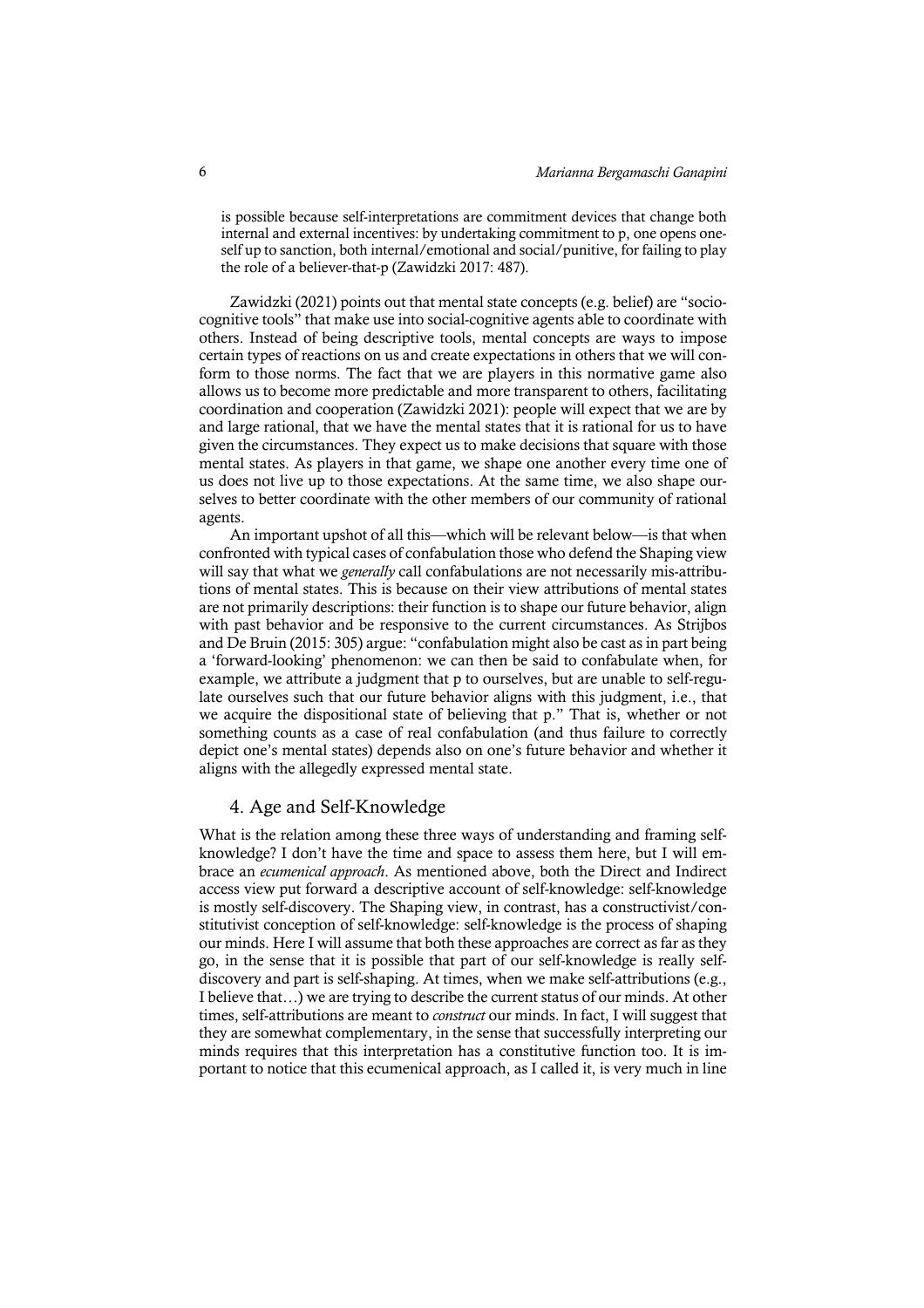> is possible because self-interpretations are commitment devices that change both internal and external incentives: by undertaking commitment to p, one opens oneself up to sanction, both internal/emotional and social/punitive, for failing to play the role of a believer-that-p (Zawidzki 2017: 487).

Zawidzki (2021) points out that mental state concepts (e.g. belief) are "socio-cognitive tools" that make use into social-cognitive agents able to coordinate with others. Instead of being descriptive tools, mental concepts are ways to impose certain types of reactions on us and create expectations in others that we will conform to those norms. The fact that we are players in this normative game also allows us to become more predictable and more transparent to others, facilitating coordination and cooperation (Zawidzki 2021): people will expect that we are by and large rational, that we have the mental states that it is rational for us to have given the circumstances. They expect us to make decisions that square with those mental states. As players in that game, we shape one another every time one of us does not live up to those expectations. At the same time, we also shape ourselves to better coordinate with the other members of our community of rational agents.

An important upshot of all this—which will be relevant below—is that when confronted with typical cases of confabulation those who defend the Shaping view will say that what we *generally* call confabulations are not necessarily mis-attributions of mental states. This is because on their view attributions of mental states are not primarily descriptions: their function is to shape our future behavior, align with past behavior and be responsive to the current circumstances. As Strijbos and De Bruin (2015: 305) argue: "confabulation might also be cast as in part being a 'forward-looking' phenomenon: we can then be said to confabulate when, for example, we attribute a judgment that p to ourselves, but are unable to self-regulate ourselves such that our future behavior aligns with this judgment, i.e., that we acquire the dispositional state of believing that p." That is, whether or not something counts as a case of real confabulation (and thus failure to correctly depict one's mental states) depends also on one's future behavior and whether it aligns with the allegedly expressed mental state.

## 4. Age and Self-Knowledge

What is the relation among these three ways of understanding and framing self-knowledge? I don't have the time and space to assess them here, but I will embrace an *ecumenical approach*. As mentioned above, both the Direct and Indirect access view put forward a descriptive account of self-knowledge: self-knowledge is mostly self-discovery. The Shaping view, in contrast, has a constructivist/constitutivist conception of self-knowledge: self-knowledge is the process of shaping our minds. Here I will assume that both these approaches are correct as far as they go, in the sense that it is possible that part of our self-knowledge is really self-discovery and part is self-shaping. At times, when we make self-attributions (e.g., I believe that…) we are trying to describe the current status of our minds. At other times, self-attributions are meant to *construct* our minds. In fact, I will suggest that they are somewhat complementary, in the sense that successfully interpreting our minds requires that this interpretation has a constitutive function too. It is important to notice that this ecumenical approach, as I called it, is very much in line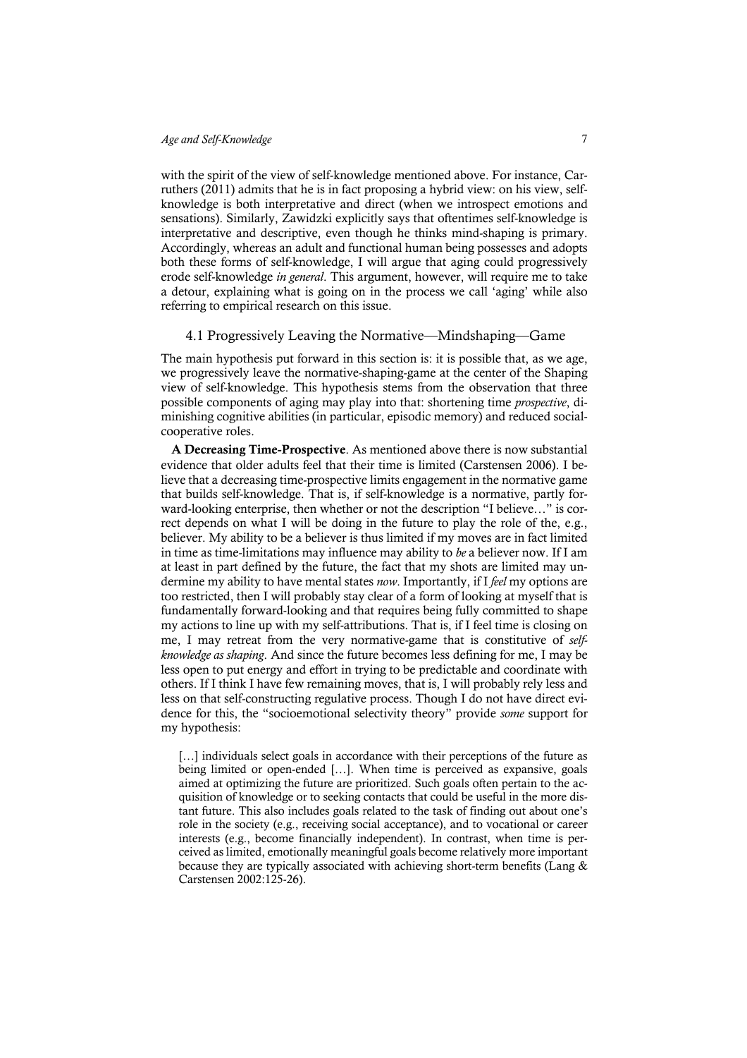with the spirit of the view of self-knowledge mentioned above. For instance, Carruthers (2011) admits that he is in fact proposing a hybrid view: on his view, self-knowledge is both interpretative and direct (when we introspect emotions and sensations). Similarly, Zawidzki explicitly says that oftentimes self-knowledge is interpretative and descriptive, even though he thinks mind-shaping is primary. Accordingly, whereas an adult and functional human being possesses and adopts both these forms of self-knowledge, I will argue that aging could progressively erode self-knowledge *in general*. This argument, however, will require me to take a detour, explaining what is going on in the process we call 'aging' while also referring to empirical research on this issue.

### 4.1 Progressively Leaving the Normative—Mindshaping—Game

The main hypothesis put forward in this section is: it is possible that, as we age, we progressively leave the normative-shaping-game at the center of the Shaping view of self-knowledge. This hypothesis stems from the observation that three possible components of aging may play into that: shortening time *prospective*, diminishing cognitive abilities (in particular, episodic memory) and reduced social-cooperative roles.

**A Decreasing Time-Prospective**. As mentioned above there is now substantial evidence that older adults feel that their time is limited (Carstensen 2006). I believe that a decreasing time-prospective limits engagement in the normative game that builds self-knowledge. That is, if self-knowledge is a normative, partly forward-looking enterprise, then whether or not the description "I believe…" is correct depends on what I will be doing in the future to play the role of the, e.g., believer. My ability to be a believer is thus limited if my moves are in fact limited in time as time-limitations may influence may ability to *be* a believer now. If I am at least in part defined by the future, the fact that my shots are limited may undermine my ability to have mental states *now*. Importantly, if I *feel* my options are too restricted, then I will probably stay clear of a form of looking at myself that is fundamentally forward-looking and that requires being fully committed to shape my actions to line up with my self-attributions. That is, if I feel time is closing on me, I may retreat from the very normative-game that is constitutive of *self-knowledge as shaping*. And since the future becomes less defining for me, I may be less open to put energy and effort in trying to be predictable and coordinate with others. If I think I have few remaining moves, that is, I will probably rely less and less on that self-constructing regulative process. Though I do not have direct evidence for this, the "socioemotional selectivity theory" provide *some* support for my hypothesis:

> […] individuals select goals in accordance with their perceptions of the future as being limited or open-ended […]. When time is perceived as expansive, goals aimed at optimizing the future are prioritized. Such goals often pertain to the acquisition of knowledge or to seeking contacts that could be useful in the more distant future. This also includes goals related to the task of finding out about one's role in the society (e.g., receiving social acceptance), and to vocational or career interests (e.g., become financially independent). In contrast, when time is perceived as limited, emotionally meaningful goals become relatively more important because they are typically associated with achieving short-term benefits (Lang & Carstensen 2002:125-26).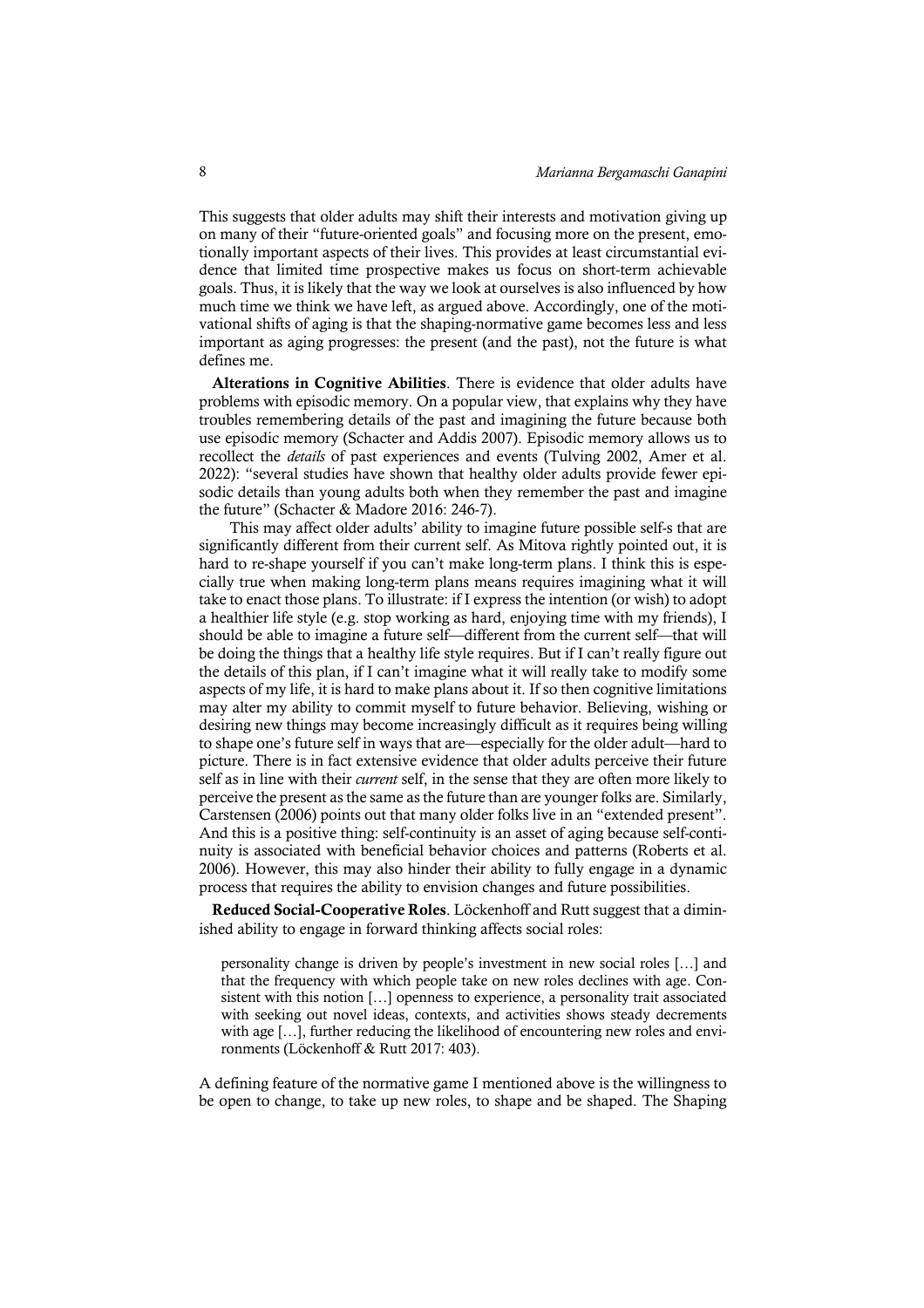This suggests that older adults may shift their interests and motivation giving up on many of their "future-oriented goals" and focusing more on the present, emotionally important aspects of their lives. This provides at least circumstantial evidence that limited time prospective makes us focus on short-term achievable goals. Thus, it is likely that the way we look at ourselves is also influenced by how much time we think we have left, as argued above. Accordingly, one of the motivational shifts of aging is that the shaping-normative game becomes less and less important as aging progresses: the present (and the past), not the future is what defines me.

**Alterations in Cognitive Abilities**. There is evidence that older adults have problems with episodic memory. On a popular view, that explains why they have troubles remembering details of the past and imagining the future because both use episodic memory (Schacter and Addis 2007). Episodic memory allows us to recollect the *details* of past experiences and events (Tulving 2002, Amer et al. 2022): "several studies have shown that healthy older adults provide fewer episodic details than young adults both when they remember the past and imagine the future" (Schacter & Madore 2016: 246-7).

This may affect older adults' ability to imagine future possible self-s that are significantly different from their current self. As Mitova rightly pointed out, it is hard to re-shape yourself if you can't make long-term plans. I think this is especially true when making long-term plans means requires imagining what it will take to enact those plans. To illustrate: if I express the intention (or wish) to adopt a healthier life style (e.g. stop working as hard, enjoying time with my friends), I should be able to imagine a future self—different from the current self—that will be doing the things that a healthy life style requires. But if I can't really figure out the details of this plan, if I can't imagine what it will really take to modify some aspects of my life, it is hard to make plans about it. If so then cognitive limitations may alter my ability to commit myself to future behavior. Believing, wishing or desiring new things may become increasingly difficult as it requires being willing to shape one's future self in ways that are—especially for the older adult—hard to picture. There is in fact extensive evidence that older adults perceive their future self as in line with their *current* self, in the sense that they are often more likely to perceive the present as the same as the future than are younger folks are. Similarly, Carstensen (2006) points out that many older folks live in an "extended present". And this is a positive thing: self-continuity is an asset of aging because self-continuity is associated with beneficial behavior choices and patterns (Roberts et al. 2006). However, this may also hinder their ability to fully engage in a dynamic process that requires the ability to envision changes and future possibilities.

**Reduced Social-Cooperative Roles**. Löckenhoff and Rutt suggest that a diminished ability to engage in forward thinking affects social roles:

> personality change is driven by people's investment in new social roles […] and that the frequency with which people take on new roles declines with age. Consistent with this notion […] openness to experience, a personality trait associated with seeking out novel ideas, contexts, and activities shows steady decrements with age […], further reducing the likelihood of encountering new roles and environments (Löckenhoff & Rutt 2017: 403).

A defining feature of the normative game I mentioned above is the willingness to be open to change, to take up new roles, to shape and be shaped. The Shaping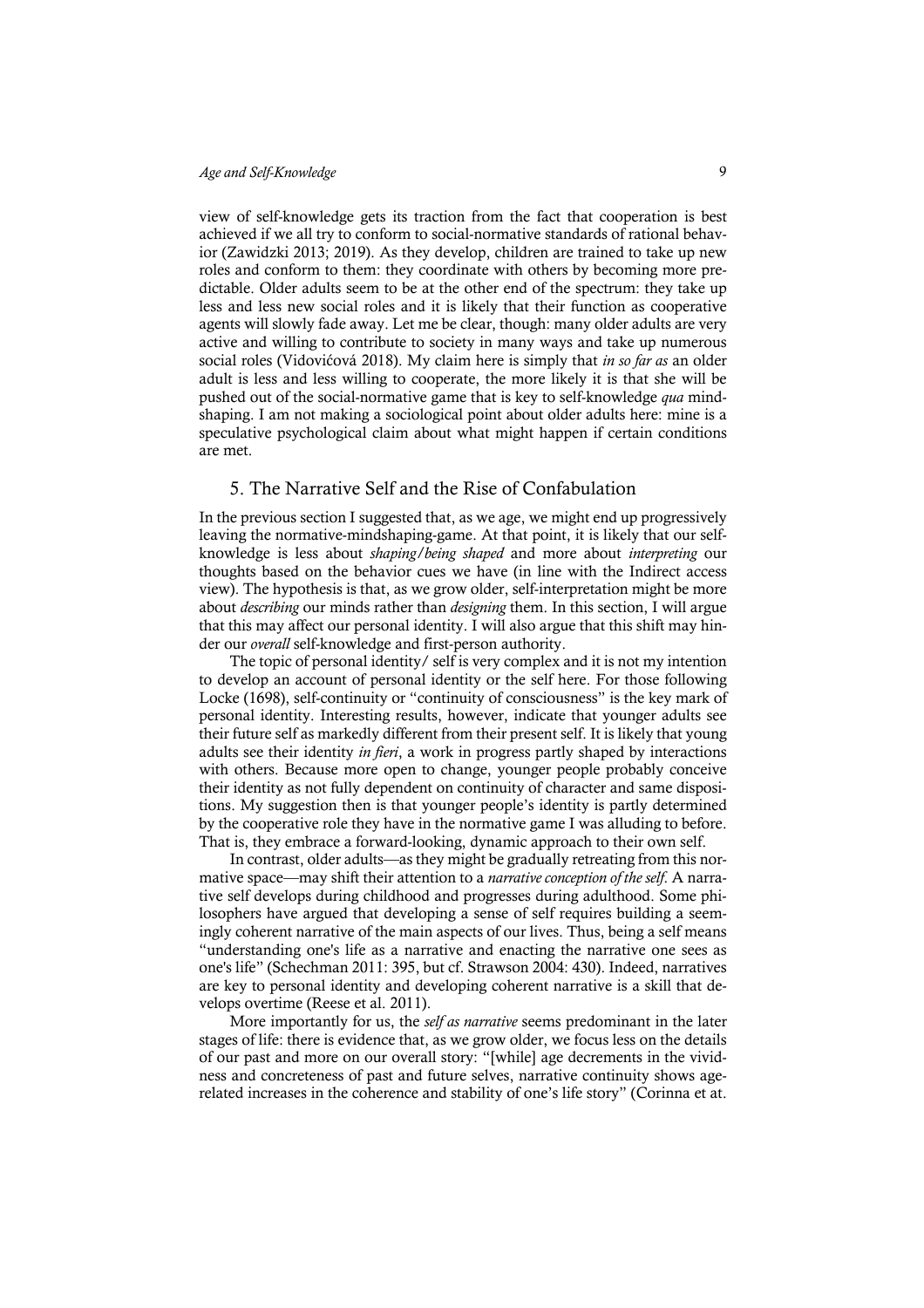view of self-knowledge gets its traction from the fact that cooperation is best achieved if we all try to conform to social-normative standards of rational behavior (Zawidzki 2013; 2019). As they develop, children are trained to take up new roles and conform to them: they coordinate with others by becoming more predictable. Older adults seem to be at the other end of the spectrum: they take up less and less new social roles and it is likely that their function as cooperative agents will slowly fade away. Let me be clear, though: many older adults are very active and willing to contribute to society in many ways and take up numerous social roles (Vidovićová 2018). My claim here is simply that *in so far as* an older adult is less and less willing to cooperate, the more likely it is that she will be pushed out of the social-normative game that is key to self-knowledge *qua* mindshaping. I am not making a sociological point about older adults here: mine is a speculative psychological claim about what might happen if certain conditions are met.

## 5. The Narrative Self and the Rise of Confabulation

In the previous section I suggested that, as we age, we might end up progressively leaving the normative-mindshaping-game. At that point, it is likely that our self-knowledge is less about *shaping/being shaped* and more about *interpreting* our thoughts based on the behavior cues we have (in line with the Indirect access view). The hypothesis is that, as we grow older, self-interpretation might be more about *describing* our minds rather than *designing* them. In this section, I will argue that this may affect our personal identity. I will also argue that this shift may hinder our *overall* self-knowledge and first-person authority.

The topic of personal identity/ self is very complex and it is not my intention to develop an account of personal identity or the self here. For those following Locke (1698), self-continuity or "continuity of consciousness" is the key mark of personal identity. Interesting results, however, indicate that younger adults see their future self as markedly different from their present self. It is likely that young adults see their identity *in fieri*, a work in progress partly shaped by interactions with others. Because more open to change, younger people probably conceive their identity as not fully dependent on continuity of character and same dispositions. My suggestion then is that younger people's identity is partly determined by the cooperative role they have in the normative game I was alluding to before. That is, they embrace a forward-looking, dynamic approach to their own self.

In contrast, older adults—as they might be gradually retreating from this normative space—may shift their attention to a *narrative conception of the self*. A narrative self develops during childhood and progresses during adulthood. Some philosophers have argued that developing a sense of self requires building a seemingly coherent narrative of the main aspects of our lives. Thus, being a self means "understanding one's life as a narrative and enacting the narrative one sees as one's life" (Schechman 2011: 395, but cf. Strawson 2004: 430). Indeed, narratives are key to personal identity and developing coherent narrative is a skill that develops overtime (Reese et al. 2011).

More importantly for us, the *self as narrative* seems predominant in the later stages of life: there is evidence that, as we grow older, we focus less on the details of our past and more on our overall story: "[while] age decrements in the vividness and concreteness of past and future selves, narrative continuity shows age-related increases in the coherence and stability of one's life story" (Corinna et at.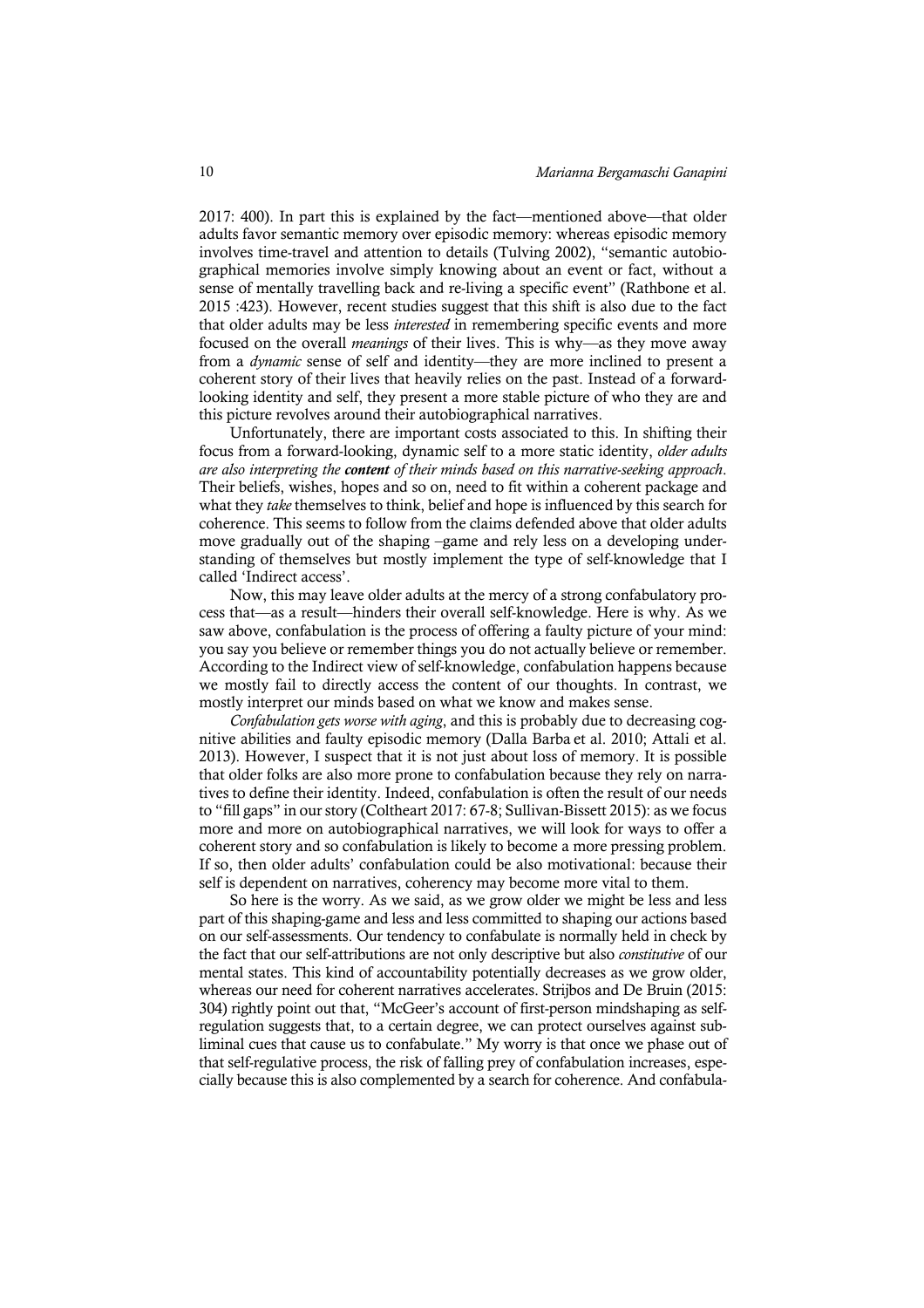2017: 400). In part this is explained by the fact—mentioned above—that older adults favor semantic memory over episodic memory: whereas episodic memory involves time-travel and attention to details (Tulving 2002), "semantic autobiographical memories involve simply knowing about an event or fact, without a sense of mentally travelling back and re-living a specific event" (Rathbone et al. 2015 :423). However, recent studies suggest that this shift is also due to the fact that older adults may be less *interested* in remembering specific events and more focused on the overall *meanings* of their lives. This is why—as they move away from a *dynamic* sense of self and identity—they are more inclined to present a coherent story of their lives that heavily relies on the past. Instead of a forward-looking identity and self, they present a more stable picture of who they are and this picture revolves around their autobiographical narratives.

Unfortunately, there are important costs associated to this. In shifting their focus from a forward-looking, dynamic self to a more static identity, *older adults are also interpreting the* ***content*** *of their minds based on this narrative-seeking approach*. Their beliefs, wishes, hopes and so on, need to fit within a coherent package and what they *take* themselves to think, belief and hope is influenced by this search for coherence. This seems to follow from the claims defended above that older adults move gradually out of the shaping –game and rely less on a developing understanding of themselves but mostly implement the type of self-knowledge that I called 'Indirect access'.

Now, this may leave older adults at the mercy of a strong confabulatory process that—as a result—hinders their overall self-knowledge. Here is why. As we saw above, confabulation is the process of offering a faulty picture of your mind: you say you believe or remember things you do not actually believe or remember. According to the Indirect view of self-knowledge, confabulation happens because we mostly fail to directly access the content of our thoughts. In contrast, we mostly interpret our minds based on what we know and makes sense.

*Confabulation gets worse with aging*, and this is probably due to decreasing cognitive abilities and faulty episodic memory (Dalla Barba et al. 2010; Attali et al. 2013). However, I suspect that it is not just about loss of memory. It is possible that older folks are also more prone to confabulation because they rely on narratives to define their identity. Indeed, confabulation is often the result of our needs to "fill gaps" in our story (Coltheart 2017: 67-8; Sullivan-Bissett 2015): as we focus more and more on autobiographical narratives, we will look for ways to offer a coherent story and so confabulation is likely to become a more pressing problem. If so, then older adults' confabulation could be also motivational: because their self is dependent on narratives, coherency may become more vital to them.

So here is the worry. As we said, as we grow older we might be less and less part of this shaping-game and less and less committed to shaping our actions based on our self-assessments. Our tendency to confabulate is normally held in check by the fact that our self-attributions are not only descriptive but also *constitutive* of our mental states. This kind of accountability potentially decreases as we grow older, whereas our need for coherent narratives accelerates. Strijbos and De Bruin (2015: 304) rightly point out that, "McGeer's account of first-person mindshaping as self-regulation suggests that, to a certain degree, we can protect ourselves against subliminal cues that cause us to confabulate." My worry is that once we phase out of that self-regulative process, the risk of falling prey of confabulation increases, especially because this is also complemented by a search for coherence. And confabula-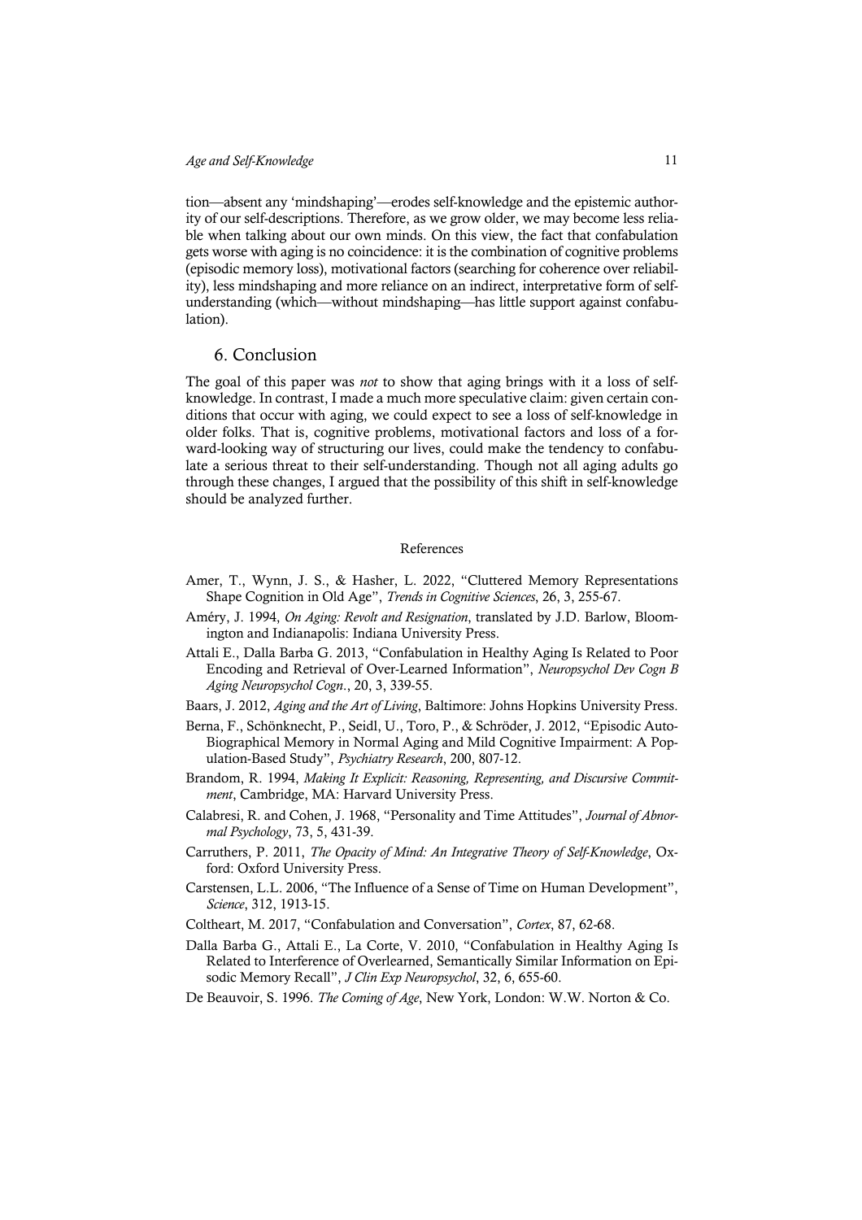tion—absent any 'mindshaping'—erodes self-knowledge and the epistemic authority of our self-descriptions. Therefore, as we grow older, we may become less reliable when talking about our own minds. On this view, the fact that confabulation gets worse with aging is no coincidence: it is the combination of cognitive problems (episodic memory loss), motivational factors (searching for coherence over reliability), less mindshaping and more reliance on an indirect, interpretative form of self-understanding (which—without mindshaping—has little support against confabulation).

## 6. Conclusion

The goal of this paper was *not* to show that aging brings with it a loss of self-knowledge. In contrast, I made a much more speculative claim: given certain conditions that occur with aging, we could expect to see a loss of self-knowledge in older folks. That is, cognitive problems, motivational factors and loss of a forward-looking way of structuring our lives, could make the tendency to confabulate a serious threat to their self-understanding. Though not all aging adults go through these changes, I argued that the possibility of this shift in self-knowledge should be analyzed further.

### References

Amer, T., Wynn, J. S., & Hasher, L. 2022, "Cluttered Memory Representations Shape Cognition in Old Age", *Trends in Cognitive Sciences*, 26, 3, 255-67.

Améry, J. 1994, *On Aging: Revolt and Resignation*, translated by J.D. Barlow, Bloomington and Indianapolis: Indiana University Press.

Attali E., Dalla Barba G. 2013, "Confabulation in Healthy Aging Is Related to Poor Encoding and Retrieval of Over-Learned Information", *Neuropsychol Dev Cogn B Aging Neuropsychol Cogn*., 20, 3, 339-55.

Baars, J. 2012, *Aging and the Art of Living*, Baltimore: Johns Hopkins University Press.

Berna, F., Schönknecht, P., Seidl, U., Toro, P., & Schröder, J. 2012, "Episodic Auto-Biographical Memory in Normal Aging and Mild Cognitive Impairment: A Population-Based Study", *Psychiatry Research*, 200, 807-12.

Brandom, R. 1994, *Making It Explicit: Reasoning, Representing, and Discursive Commitment*, Cambridge, MA: Harvard University Press.

Calabresi, R. and Cohen, J. 1968, "Personality and Time Attitudes", *Journal of Abnormal Psychology*, 73, 5, 431-39.

Carruthers, P. 2011, *The Opacity of Mind: An Integrative Theory of Self-Knowledge*, Oxford: Oxford University Press.

Carstensen, L.L. 2006, "The Influence of a Sense of Time on Human Development", *Science*, 312, 1913-15.

Coltheart, M. 2017, "Confabulation and Conversation", *Cortex*, 87, 62-68.

Dalla Barba G., Attali E., La Corte, V. 2010, "Confabulation in Healthy Aging Is Related to Interference of Overlearned, Semantically Similar Information on Episodic Memory Recall", *J Clin Exp Neuropsychol*, 32, 6, 655-60.

De Beauvoir, S. 1996. *The Coming of Age*, New York, London: W.W. Norton & Co.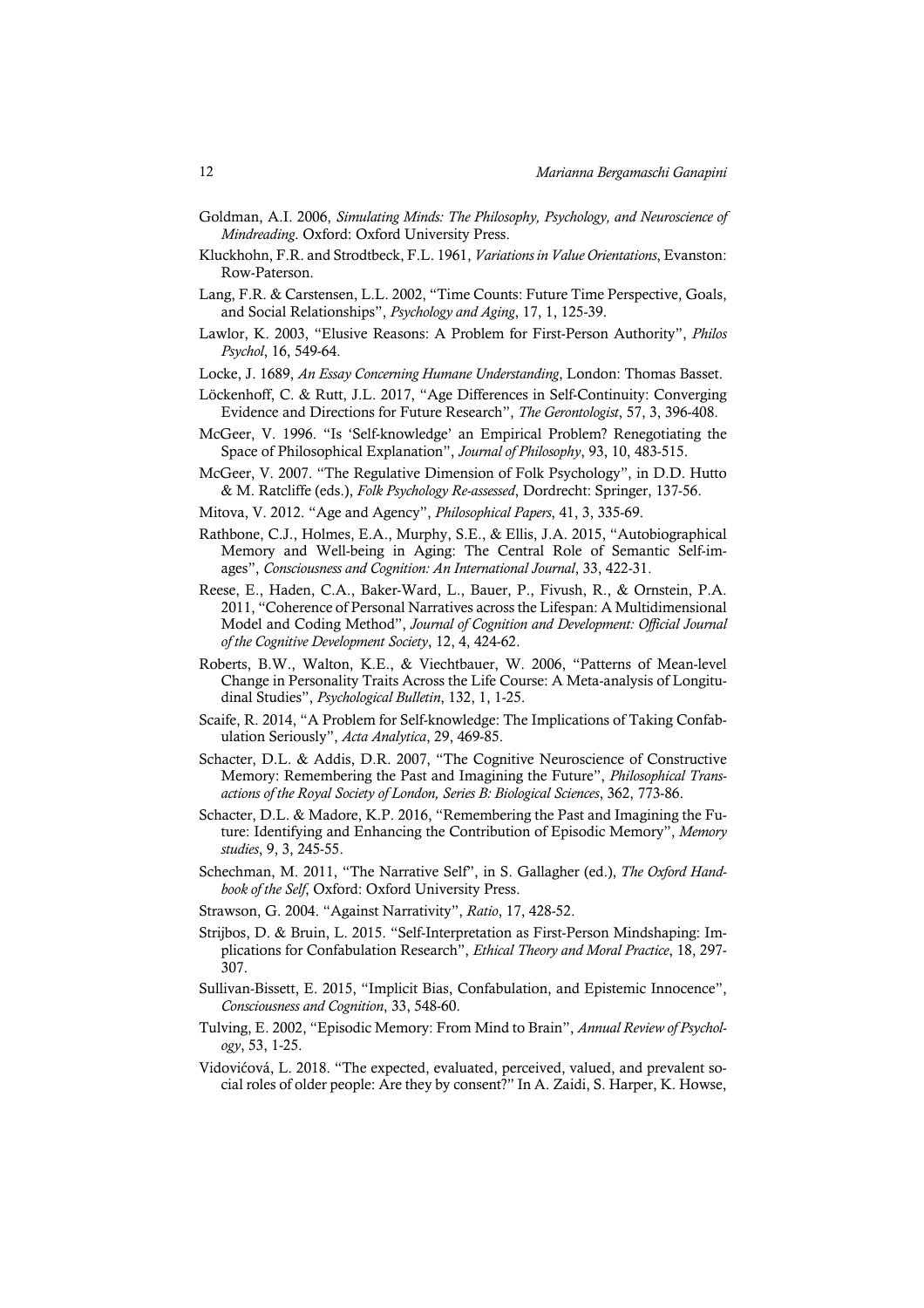Goldman, A.I. 2006, *Simulating Minds: The Philosophy, Psychology, and Neuroscience of Mindreading*. Oxford: Oxford University Press.

Kluckhohn, F.R. and Strodtbeck, F.L. 1961, *Variations in Value Orientations*, Evanston: Row-Paterson.

Lang, F.R. & Carstensen, L.L. 2002, "Time Counts: Future Time Perspective, Goals, and Social Relationships", *Psychology and Aging*, 17, 1, 125-39.

Lawlor, K. 2003, "Elusive Reasons: A Problem for First-Person Authority", *Philos Psychol*, 16, 549-64.

Locke, J. 1689, *An Essay Concerning Humane Understanding*, London: Thomas Basset.

Löckenhoff, C. & Rutt, J.L. 2017, "Age Differences in Self-Continuity: Converging Evidence and Directions for Future Research", *The Gerontologist*, 57, 3, 396-408.

McGeer, V. 1996. "Is 'Self-knowledge' an Empirical Problem? Renegotiating the Space of Philosophical Explanation", *Journal of Philosophy*, 93, 10, 483-515.

McGeer, V. 2007. "The Regulative Dimension of Folk Psychology", in D.D. Hutto & M. Ratcliffe (eds.), *Folk Psychology Re-assessed*, Dordrecht: Springer, 137-56.

Mitova, V. 2012. "Age and Agency", *Philosophical Papers*, 41, 3, 335-69.

Rathbone, C.J., Holmes, E.A., Murphy, S.E., & Ellis, J.A. 2015, "Autobiographical Memory and Well-being in Aging: The Central Role of Semantic Self-images", *Consciousness and Cognition: An International Journal*, 33, 422-31.

Reese, E., Haden, C.A., Baker-Ward, L., Bauer, P., Fivush, R., & Ornstein, P.A. 2011, "Coherence of Personal Narratives across the Lifespan: A Multidimensional Model and Coding Method", *Journal of Cognition and Development: Official Journal of the Cognitive Development Society*, 12, 4, 424-62.

Roberts, B.W., Walton, K.E., & Viechtbauer, W. 2006, "Patterns of Mean-level Change in Personality Traits Across the Life Course: A Meta-analysis of Longitudinal Studies", *Psychological Bulletin*, 132, 1, 1-25.

Scaife, R. 2014, "A Problem for Self-knowledge: The Implications of Taking Confabulation Seriously", *Acta Analytica*, 29, 469-85.

Schacter, D.L. & Addis, D.R. 2007, "The Cognitive Neuroscience of Constructive Memory: Remembering the Past and Imagining the Future", *Philosophical Transactions of the Royal Society of London, Series B: Biological Sciences*, 362, 773-86.

Schacter, D.L. & Madore, K.P. 2016, "Remembering the Past and Imagining the Future: Identifying and Enhancing the Contribution of Episodic Memory", *Memory studies*, 9, 3, 245-55.

Schechman, M. 2011, "The Narrative Self", in S. Gallagher (ed.), *The Oxford Handbook of the Self*, Oxford: Oxford University Press.

Strawson, G. 2004. "Against Narrativity", *Ratio*, 17, 428-52.

Strijbos, D. & Bruin, L. 2015. "Self-Interpretation as First-Person Mindshaping: Implications for Confabulation Research", *Ethical Theory and Moral Practice*, 18, 297-307.

Sullivan-Bissett, E. 2015, "Implicit Bias, Confabulation, and Epistemic Innocence", *Consciousness and Cognition*, 33, 548-60.

Tulving, E. 2002, "Episodic Memory: From Mind to Brain", *Annual Review of Psychology*, 53, 1-25.

Vidovićová, L. 2018. "The expected, evaluated, perceived, valued, and prevalent social roles of older people: Are they by consent?" In A. Zaidi, S. Harper, K. Howse,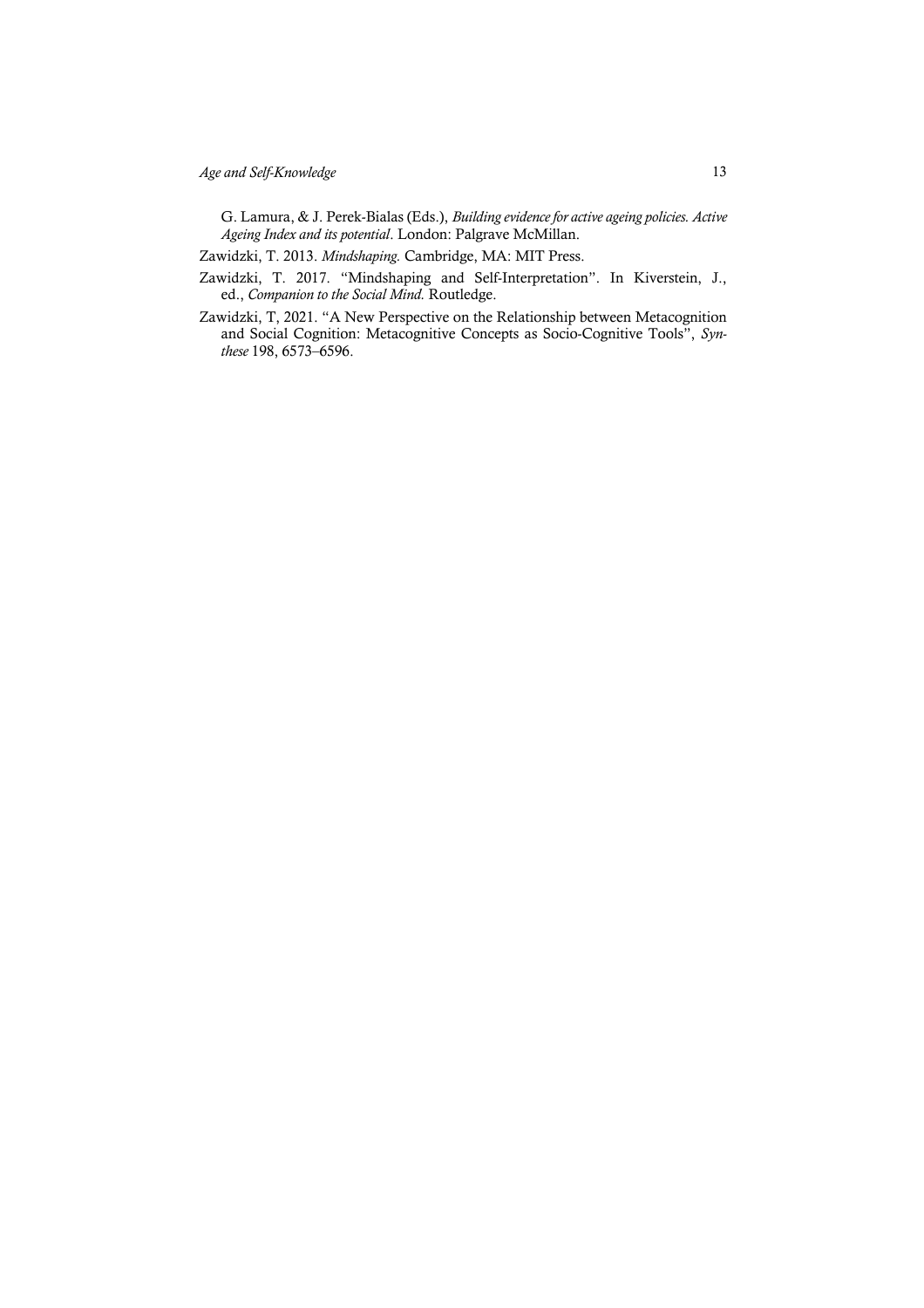G. Lamura, & J. Perek-Bialas (Eds.), *Building evidence for active ageing policies. Active Ageing Index and its potential*. London: Palgrave McMillan.

Zawidzki, T. 2013. *Mindshaping*. Cambridge, MA: MIT Press.

Zawidzki, T. 2017. "Mindshaping and Self-Interpretation". In Kiverstein, J., ed., *Companion to the Social Mind.* Routledge.

Zawidzki, T, 2021. "A New Perspective on the Relationship between Metacognition and Social Cognition: Metacognitive Concepts as Socio-Cognitive Tools", *Synthese* 198, 6573–6596.